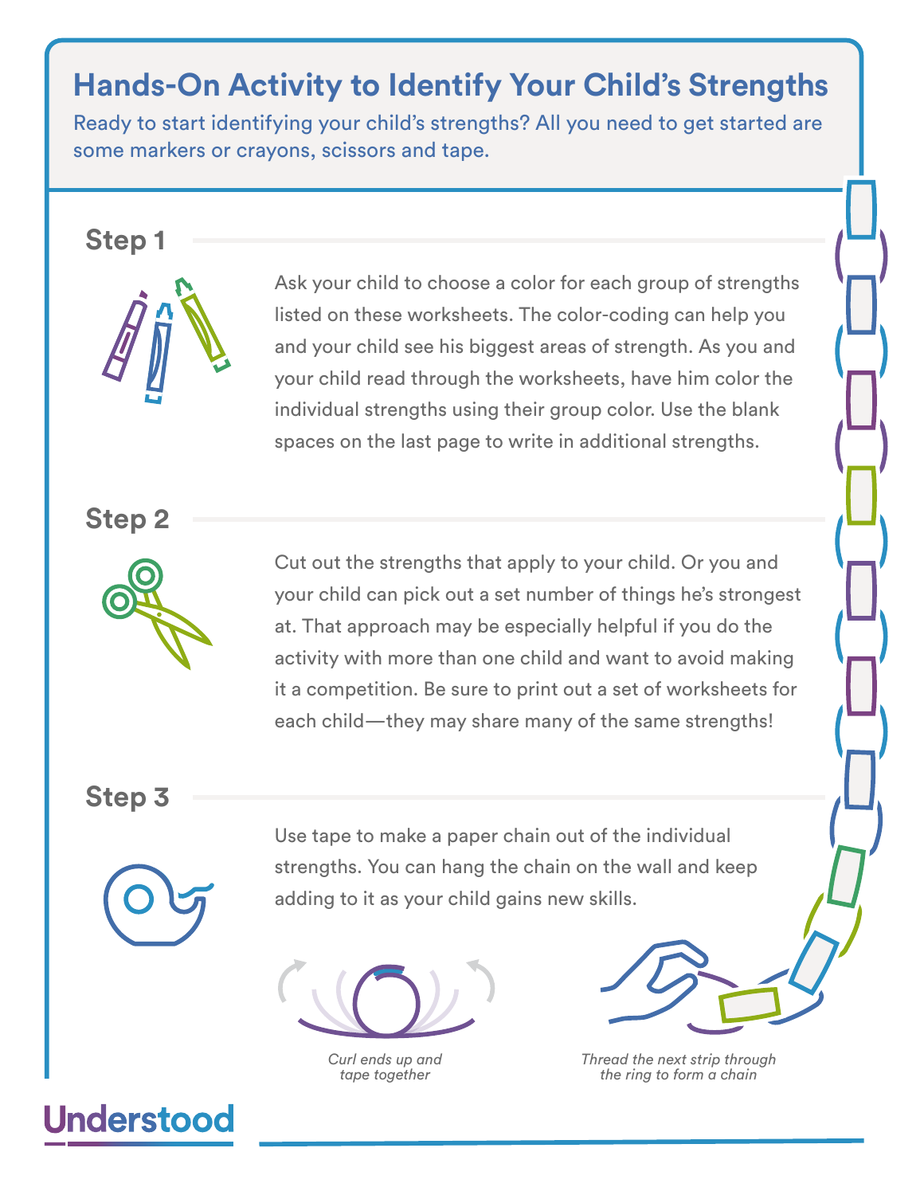# Hands-On Activity to Identify Your Child's Strengths

Ready to start identifying your child's strengths? All you need to get started are some markers or crayons, scissors and tape.

## Step 1

Ask your child to choose a color for each group of strengths listed on these worksheets. The color-coding can help you and your child see his biggest areas of strength. As you and your child read through the worksheets, have him color the individual strengths using their group color. Use the blank spaces on the last page to write in additional strengths.

## Step 2

Cut out the strengths that apply to your child. Or you and your child can pick out a set number of things he's strongest at. That approach may be especially helpful if you do the activity with more than one child and want to avoid making it a competition. Be sure to print out a set of worksheets for each child—they may share many of the same strengths!

## Step 3

Use tape to make a paper chain out of the individual strengths. You can hang the chain on the wall and keep adding to it as your child gains new skills.

*Curl ends up and tape together*

*Thread the next strip through the ring to form a chain*

Understood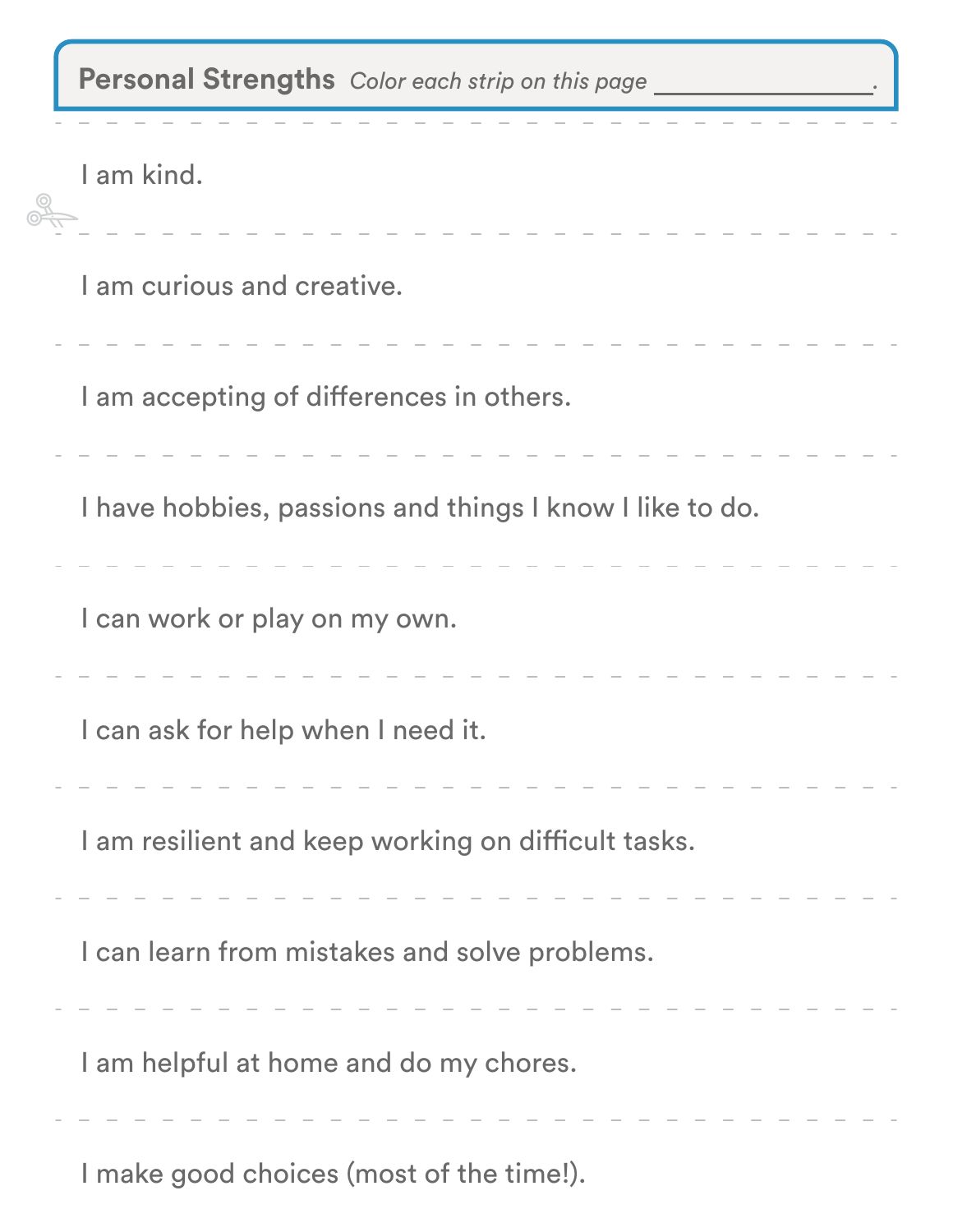**Personal Strengths** *Color each strip on this page \_\_\_\_\_\_\_\_\_\_\_\_\_\_\_\_.*

I am kind.

I am curious and creative.

I am accepting of differences in others.

I have hobbies, passions and things I know I like to do.

I can work or play on my own.

I can ask for help when I need it.

I am resilient and keep working on difficult tasks.

I can learn from mistakes and solve problems.

I am helpful at home and do my chores.

I make good choices (most of the time!).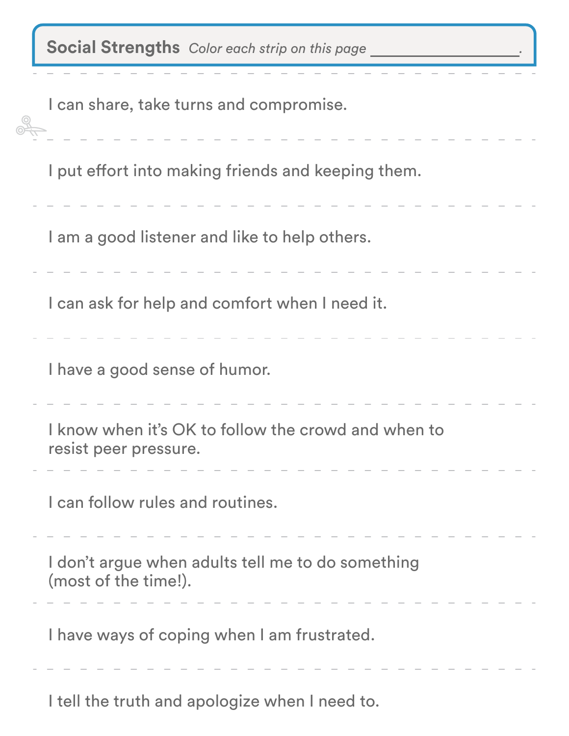**Social Strengths** *Color each strip on this page ________________.*

I can share, take turns and compromise.

I put effort into making friends and keeping them.

I am a good listener and like to help others.

I can ask for help and comfort when I need it.

I have a good sense of humor.

I know when it's OK to follow the crowd and when to resist peer pressure.

I can follow rules and routines.

I don't argue when adults tell me to do something (most of the time!).

I have ways of coping when I am frustrated.

I tell the truth and apologize when I need to.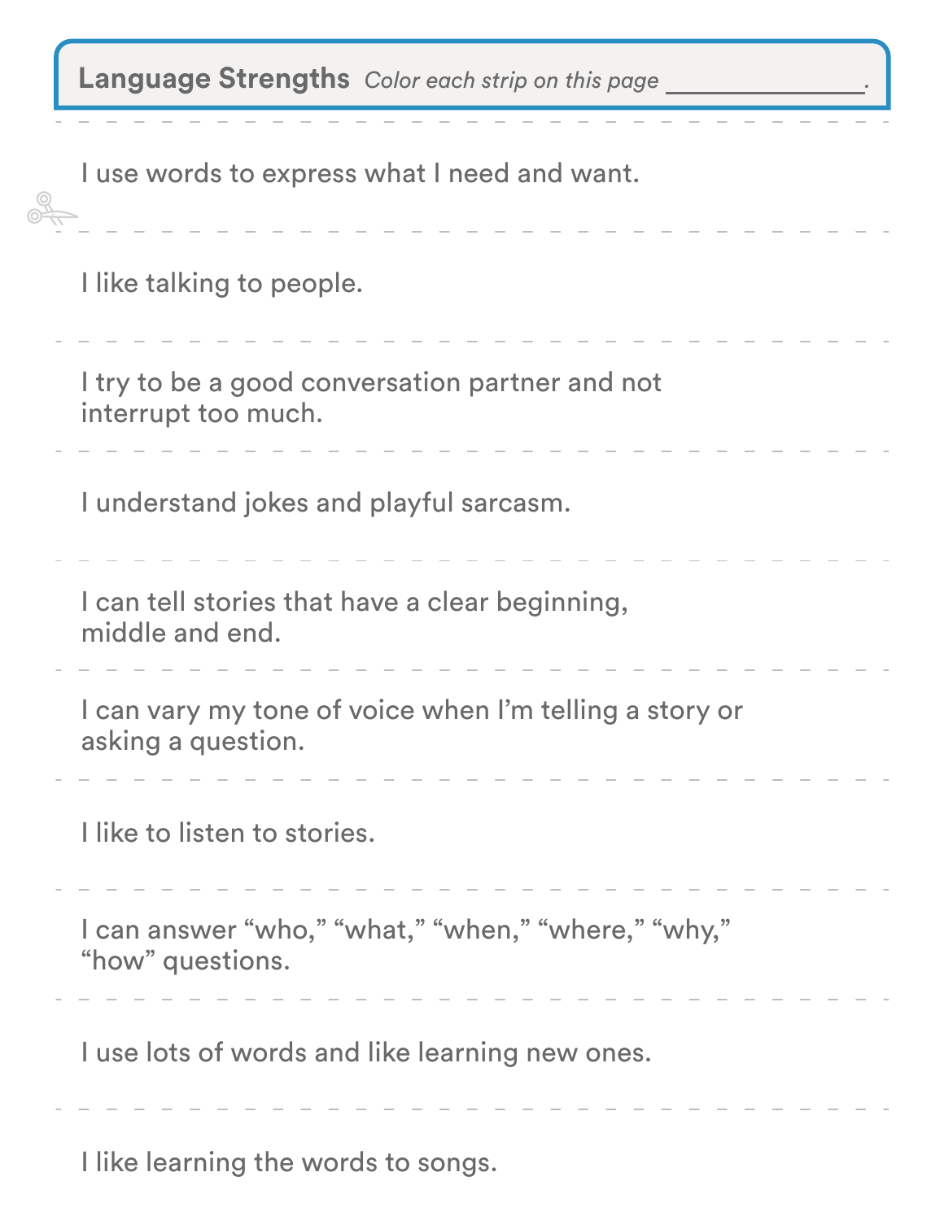**Language Strengths** *Color each strip on this page _______________.*

I use words to express what I need and want.

I like talking to people.

I try to be a good conversation partner and not interrupt too much.

I understand jokes and playful sarcasm.

I can tell stories that have a clear beginning, middle and end.

I can vary my tone of voice when I'm telling a story or asking a question.

I like to listen to stories.

I can answer "who," "what," "when," "where," "why," "how" questions.

I use lots of words and like learning new ones.

I like learning the words to songs.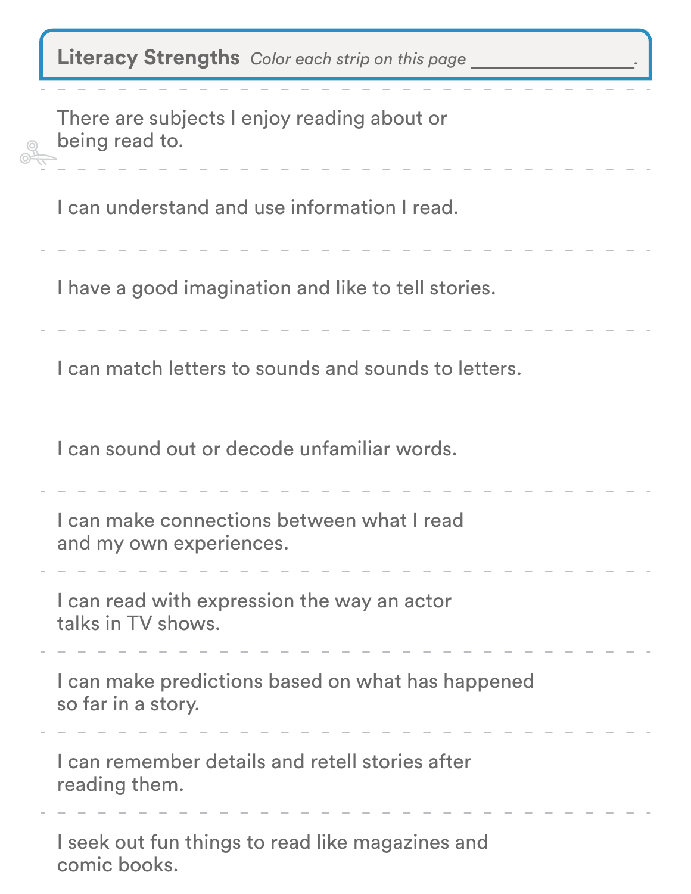**Literacy Strengths** *Color each strip on this page* \_\_\_\_\_\_\_\_\_\_\_\_\_\_\_\_.

There are subjects I enjoy reading about or being read to.

I can understand and use information I read.

I have a good imagination and like to tell stories.

I can match letters to sounds and sounds to letters.

I can sound out or decode unfamiliar words.

I can make connections between what I read and my own experiences.

I can read with expression the way an actor talks in TV shows.

I can make predictions based on what has happened so far in a story.

I can remember details and retell stories after reading them.

I seek out fun things to read like magazines and comic books.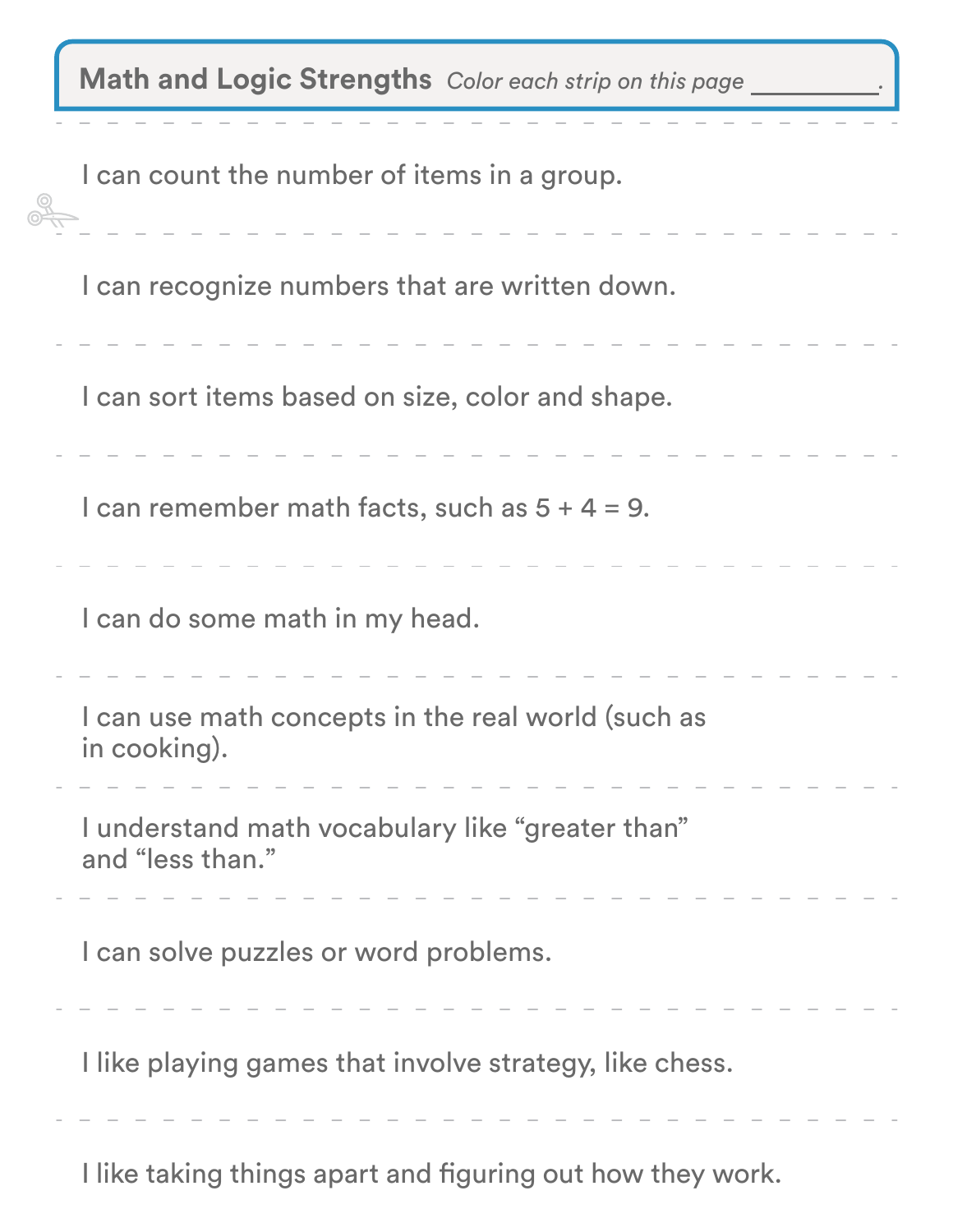## Math and Logic Strengths *Color each strip on this page \_\_\_\_\_\_\_\_\_\_.*

I can count the number of items in a group.

I can recognize numbers that are written down.

I can sort items based on size, color and shape.

I can remember math facts, such as 5 + 4 = 9.

I can do some math in my head.

I can use math concepts in the real world (such as in cooking).

I understand math vocabulary like "greater than" and "less than."

I can solve puzzles or word problems.

I like playing games that involve strategy, like chess.

I like taking things apart and figuring out how they work.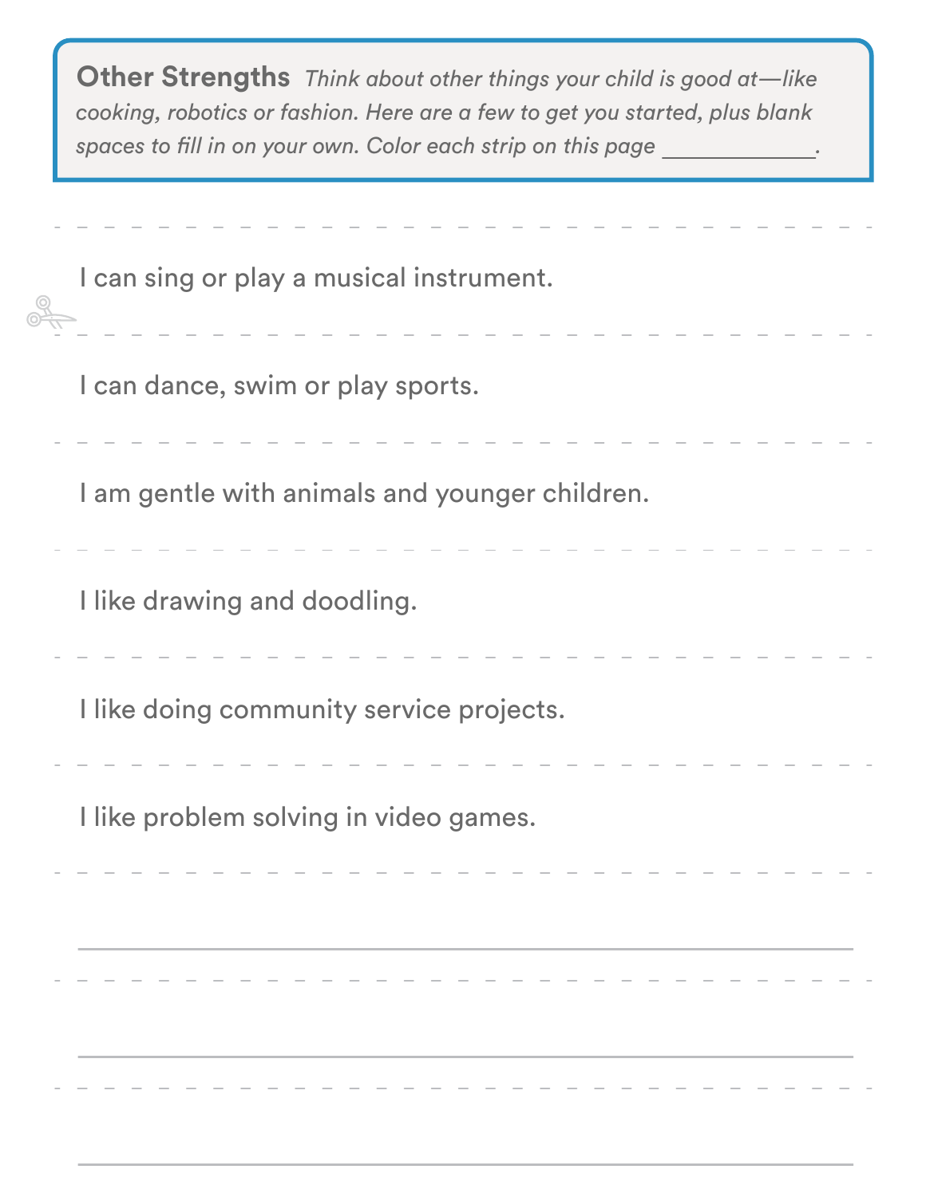**Other Strengths** *Think about other things your child is good at—like cooking, robotics or fashion. Here are a few to get you started, plus blank spaces to fill in on your own. Color each strip on this page \_\_\_\_\_\_\_\_\_\_\_\_.*

I can sing or play a musical instrument.

I can dance, swim or play sports.

I am gentle with animals and younger children.

I like drawing and doodling.

I like doing community service projects.

I like problem solving in video games.

\_\_\_\_\_\_\_\_\_\_\_\_\_\_\_\_\_\_\_\_\_\_\_\_\_\_\_\_\_\_\_\_\_\_\_\_\_\_\_\_

\_\_\_\_\_\_\_\_\_\_\_\_\_\_\_\_\_\_\_\_\_\_\_\_\_\_\_\_\_\_\_\_\_\_\_\_\_\_\_\_

\_\_\_\_\_\_\_\_\_\_\_\_\_\_\_\_\_\_\_\_\_\_\_\_\_\_\_\_\_\_\_\_\_\_\_\_\_\_\_\_